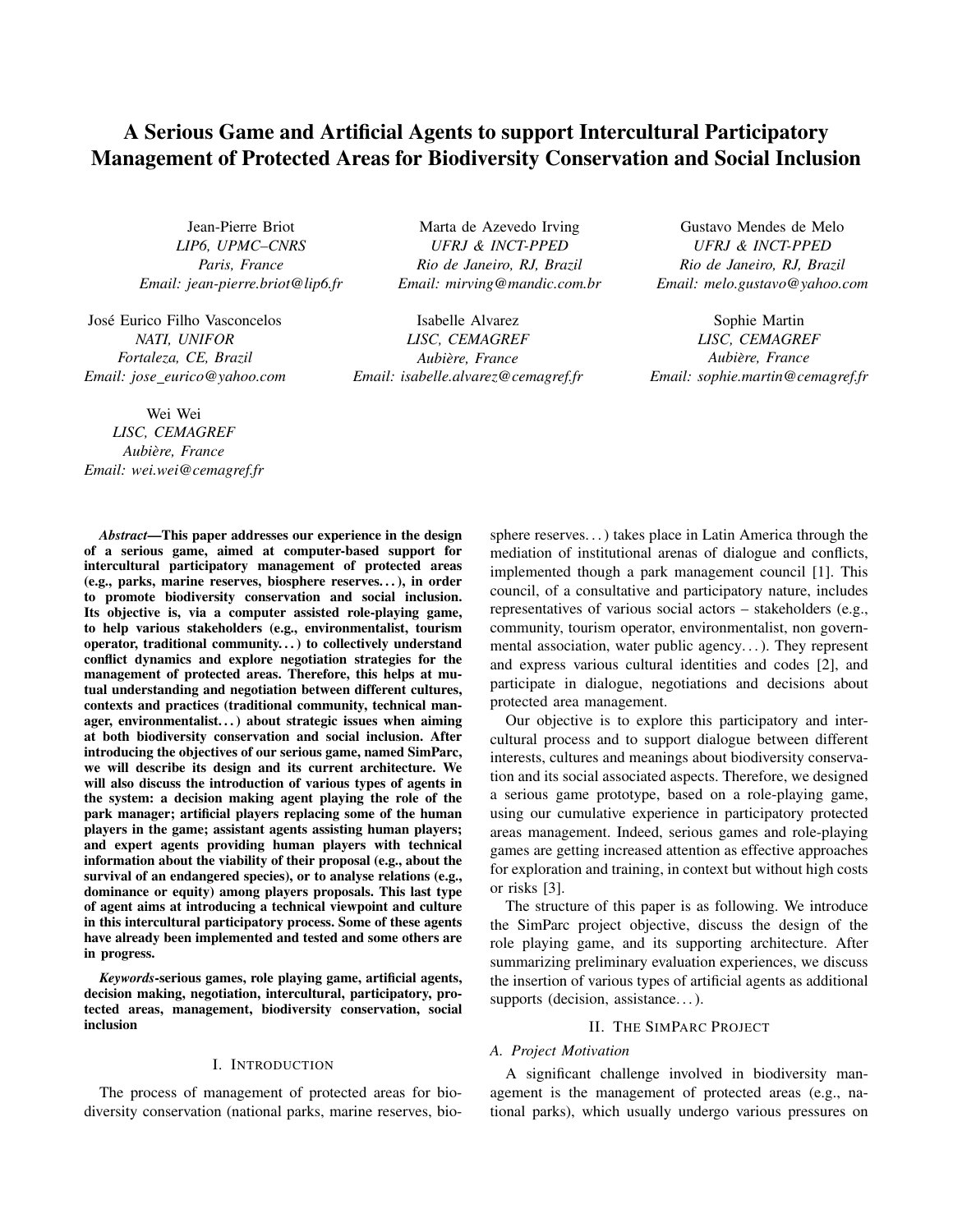# A Serious Game and Artificial Agents to support Intercultural Participatory Management of Protected Areas for Biodiversity Conservation and Social Inclusion

Jean-Pierre Briot
*LIP6, UPMC–CNRS*
*Paris, France*
*Email: jean-pierre.briot@lip6.fr*

Marta de Azevedo Irving
*UFRJ & INCT-PPED*
*Rio de Janeiro, RJ, Brazil*
*Email: mirving@mandic.com.br*

Gustavo Mendes de Melo
*UFRJ & INCT-PPED*
*Rio de Janeiro, RJ, Brazil*
*Email: melo.gustavo@yahoo.com*

José Eurico Filho Vasconcelos
*NATI, UNIFOR*
*Fortaleza, CE, Brazil*
*Email: jose_eurico@yahoo.com*

Isabelle Alvarez
*LISC, CEMAGREF*
*Aubière, France*
*Email: isabelle.alvarez@cemagref.fr*

Sophie Martin
*LISC, CEMAGREF*
*Aubière, France*
*Email: sophie.martin@cemagref.fr*

Wei Wei
*LISC, CEMAGREF*
*Aubière, France*
*Email: wei.wei@cemagref.fr*

***Abstract*—This paper addresses our experience in the design of a serious game, aimed at computer-based support for intercultural participatory management of protected areas (e.g., parks, marine reserves, biosphere reserves…), in order to promote biodiversity conservation and social inclusion. Its objective is, via a computer assisted role-playing game, to help various stakeholders (e.g., environmentalist, tourism operator, traditional community…) to collectively understand conflict dynamics and explore negotiation strategies for the management of protected areas. Therefore, this helps at mutual understanding and negotiation between different cultures, contexts and practices (traditional community, technical manager, environmentalist…) about strategic issues when aiming at both biodiversity conservation and social inclusion. After introducing the objectives of our serious game, named SimParc, we will describe its design and its current architecture. We will also discuss the introduction of various types of agents in the system: a decision making agent playing the role of the park manager; artificial players replacing some of the human players in the game; assistant agents assisting human players; and expert agents providing human players with technical information about the viability of their proposal (e.g., about the survival of an endangered species), or to analyse relations (e.g., dominance or equity) among players proposals. This last type of agent aims at introducing a technical viewpoint and culture in this intercultural participatory process. Some of these agents have already been implemented and tested and some others are in progress.**

***Keywords*-serious games, role playing game, artificial agents, decision making, negotiation, intercultural, participatory, protected areas, management, biodiversity conservation, social inclusion**

## I. Introduction

The process of management of protected areas for biodiversity conservation (national parks, marine reserves, biosphere reserves…) takes place in Latin America through the mediation of institutional arenas of dialogue and conflicts, implemented though a park management council [1]. This council, of a consultative and participatory nature, includes representatives of various social actors – stakeholders (e.g., community, tourism operator, environmentalist, non governmental association, water public agency…). They represent and express various cultural identities and codes [2], and participate in dialogue, negotiations and decisions about protected area management.

Our objective is to explore this participatory and intercultural process and to support dialogue between different interests, cultures and meanings about biodiversity conservation and its social associated aspects. Therefore, we designed a serious game prototype, based on a role-playing game, using our cumulative experience in participatory protected areas management. Indeed, serious games and role-playing games are getting increased attention as effective approaches for exploration and training, in context but without high costs or risks [3].

The structure of this paper is as following. We introduce the SimParc project objective, discuss the design of the role playing game, and its supporting architecture. After summarizing preliminary evaluation experiences, we discuss the insertion of various types of artificial agents as additional supports (decision, assistance…).

## II. The SimParc Project

### A. Project Motivation

A significant challenge involved in biodiversity management is the management of protected areas (e.g., national parks), which usually undergo various pressures on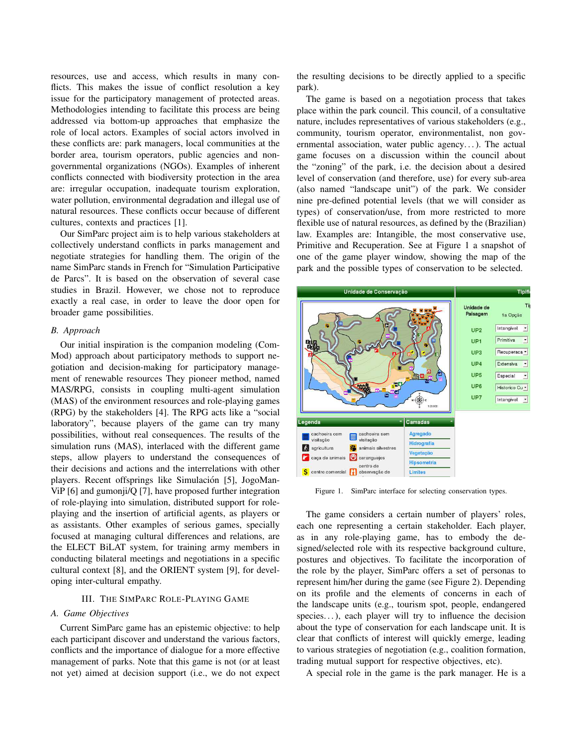resources, use and access, which results in many conflicts. This makes the issue of conflict resolution a key issue for the participatory management of protected areas. Methodologies intending to facilitate this process are being addressed via bottom-up approaches that emphasize the role of local actors. Examples of social actors involved in these conflicts are: park managers, local communities at the border area, tourism operators, public agencies and non-governmental organizations (NGOs). Examples of inherent conflicts connected with biodiversity protection in the area are: irregular occupation, inadequate tourism exploration, water pollution, environmental degradation and illegal use of natural resources. These conflicts occur because of different cultures, contexts and practices [1].

Our SimParc project aim is to help various stakeholders at collectively understand conflicts in parks management and negotiate strategies for handling them. The origin of the name SimParc stands in French for "Simulation Participative de Parcs". It is based on the observation of several case studies in Brazil. However, we chose not to reproduce exactly a real case, in order to leave the door open for broader game possibilities.

### B. Approach

Our initial inspiration is the companion modeling (ComMod) approach about participatory methods to support negotiation and decision-making for participatory management of renewable resources They pioneer method, named MAS/RPG, consists in coupling multi-agent simulation (MAS) of the environment resources and role-playing games (RPG) by the stakeholders [4]. The RPG acts like a "social laboratory", because players of the game can try many possibilities, without real consequences. The results of the simulation runs (MAS), interlaced with the different game steps, allow players to understand the consequences of their decisions and actions and the interrelations with other players. Recent offsprings like Simulación [5], JogoManViP [6] and gumonji/Q [7], have proposed further integration of role-playing into simulation, distributed support for role-playing and the insertion of artificial agents, as players or as assistants. Other examples of serious games, specially focused at managing cultural differences and relations, are the ELECT BiLAT system, for training army members in conducting bilateral meetings and negotiations in a specific cultural context [8], and the ORIENT system [9], for developing inter-cultural empathy.

## III. The SimParc Role-Playing Game

### A. Game Objectives

Current SimParc game has an epistemic objective: to help each participant discover and understand the various factors, conflicts and the importance of dialogue for a more effective management of parks. Note that this game is not (or at least not yet) aimed at decision support (i.e., we do not expect the resulting decisions to be directly applied to a specific park).

The game is based on a negotiation process that takes place within the park council. This council, of a consultative nature, includes representatives of various stakeholders (e.g., community, tourism operator, environmentalist, non governmental association, water public agency...). The actual game focuses on a discussion within the council about the "zoning" of the park, i.e. the decision about a desired level of conservation (and therefore, use) for every sub-area (also named "landscape unit") of the park. We consider nine pre-defined potential levels (that we will consider as types) of conservation/use, from more restricted to more flexible use of natural resources, as defined by the (Brazilian) law. Examples are: Intangible, the most conservative use, Primitive and Recuperation. See at Figure 1 a snapshot of one of the game player window, showing the map of the park and the possible types of conservation to be selected.

Figure 1. SimParc interface for selecting conservation types.

The game considers a certain number of players' roles, each one representing a certain stakeholder. Each player, as in any role-playing game, has to embody the designed/selected role with its respective background culture, postures and objectives. To facilitate the incorporation of the role by the player, SimParc offers a set of personas to represent him/her during the game (see Figure 2). Depending on its profile and the elements of concerns in each of the landscape units (e.g., tourism spot, people, endangered species...), each player will try to influence the decision about the type of conservation for each landscape unit. It is clear that conflicts of interest will quickly emerge, leading to various strategies of negotiation (e.g., coalition formation, trading mutual support for respective objectives, etc).

A special role in the game is the park manager. He is a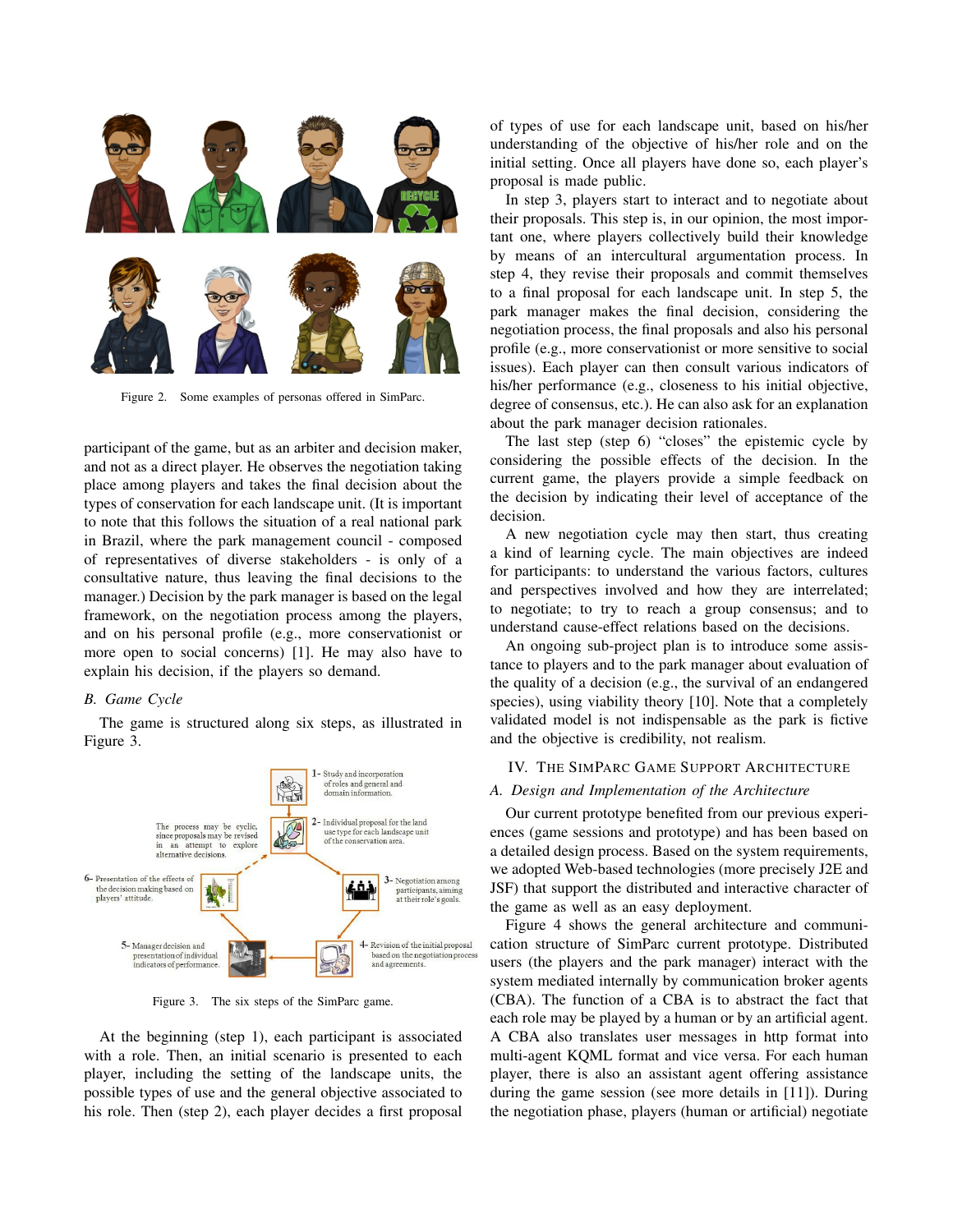Figure 2. Some examples of personas offered in SimParc.

participant of the game, but as an arbiter and decision maker, and not as a direct player. He observes the negotiation taking place among players and takes the final decision about the types of conservation for each landscape unit. (It is important to note that this follows the situation of a real national park in Brazil, where the park management council - composed of representatives of diverse stakeholders - is only of a consultative nature, thus leaving the final decisions to the manager.) Decision by the park manager is based on the legal framework, on the negotiation process among the players, and on his personal profile (e.g., more conservationist or more open to social concerns) [1]. He may also have to explain his decision, if the players so demand.

### *B. Game Cycle*

The game is structured along six steps, as illustrated in Figure 3.

1- Study and incorporation of roles and general and domain information.

2- Individual proposal for the land use type for each landscape unit of the conservation area.

3- Negotiation among participants, aiming at their role's goals.

4- Revision of the initial proposal based on the negotiation process and agreements.

5- Manager decision and presentation of individual indicators of performance.

6- Presentation of the effects of the decision making based on players' attitude.

The process may be cyclic, since proposals may be revised in an attempt to explore alternative decisions.

Figure 3. The six steps of the SimParc game.

At the beginning (step 1), each participant is associated with a role. Then, an initial scenario is presented to each player, including the setting of the landscape units, the possible types of use and the general objective associated to his role. Then (step 2), each player decides a first proposal of types of use for each landscape unit, based on his/her understanding of the objective of his/her role and on the initial setting. Once all players have done so, each player's proposal is made public.

In step 3, players start to interact and to negotiate about their proposals. This step is, in our opinion, the most important one, where players collectively build their knowledge by means of an intercultural argumentation process. In step 4, they revise their proposals and commit themselves to a final proposal for each landscape unit. In step 5, the park manager makes the final decision, considering the negotiation process, the final proposals and also his personal profile (e.g., more conservationist or more sensitive to social issues). Each player can then consult various indicators of his/her performance (e.g., closeness to his initial objective, degree of consensus, etc.). He can also ask for an explanation about the park manager decision rationales.

The last step (step 6) "closes" the epistemic cycle by considering the possible effects of the decision. In the current game, the players provide a simple feedback on the decision by indicating their level of acceptance of the decision.

A new negotiation cycle may then start, thus creating a kind of learning cycle. The main objectives are indeed for participants: to understand the various factors, cultures and perspectives involved and how they are interrelated; to negotiate; to try to reach a group consensus; and to understand cause-effect relations based on the decisions.

An ongoing sub-project plan is to introduce some assistance to players and to the park manager about evaluation of the quality of a decision (e.g., the survival of an endangered species), using viability theory [10]. Note that a completely validated model is not indispensable as the park is fictive and the objective is credibility, not realism.

## IV. The SimParc Game Support Architecture

### *A. Design and Implementation of the Architecture*

Our current prototype benefited from our previous experiences (game sessions and prototype) and has been based on a detailed design process. Based on the system requirements, we adopted Web-based technologies (more precisely J2E and JSF) that support the distributed and interactive character of the game as well as an easy deployment.

Figure 4 shows the general architecture and communication structure of SimParc current prototype. Distributed users (the players and the park manager) interact with the system mediated internally by communication broker agents (CBA). The function of a CBA is to abstract the fact that each role may be played by a human or by an artificial agent. A CBA also translates user messages in http format into multi-agent KQML format and vice versa. For each human player, there is also an assistant agent offering assistance during the game session (see more details in [11]). During the negotiation phase, players (human or artificial) negotiate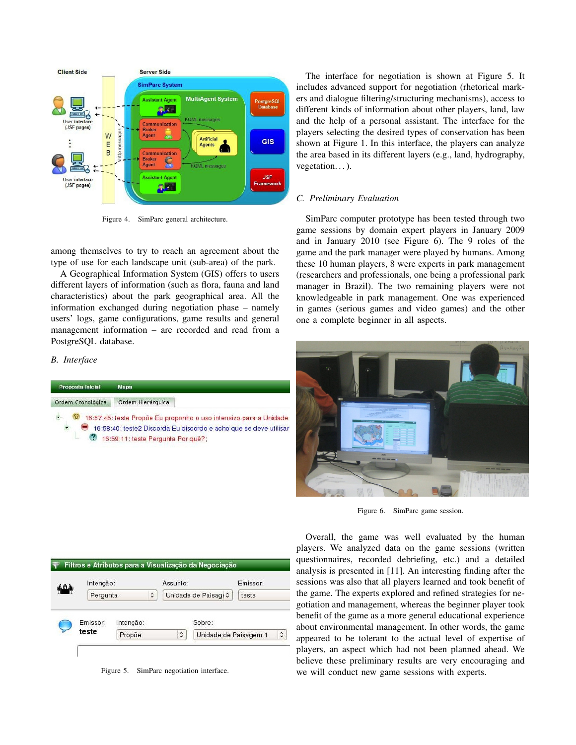Figure 4. SimParc general architecture.

among themselves to try to reach an agreement about the type of use for each landscape unit (sub-area) of the park.

A Geographical Information System (GIS) offers to users different layers of information (such as flora, fauna and land characteristics) about the park geographical area. All the information exchanged during negotiation phase – namely users' logs, game configurations, game results and general management information – are recorded and read from a PostgreSQL database.

## B. Interface

Figure 5. SimParc negotiation interface.

The interface for negotiation is shown at Figure 5. It includes advanced support for negotiation (rhetorical markers and dialogue filtering/structuring mechanisms), access to different kinds of information about other players, land, law and the help of a personal assistant. The interface for the players selecting the desired types of conservation has been shown at Figure 1. In this interface, the players can analyze the area based in its different layers (e.g., land, hydrography, vegetation. . . ).

## C. Preliminary Evaluation

SimParc computer prototype has been tested through two game sessions by domain expert players in January 2009 and in January 2010 (see Figure 6). The 9 roles of the game and the park manager were played by humans. Among these 10 human players, 8 were experts in park management (researchers and professionals, one being a professional park manager in Brazil). The two remaining players were not knowledgeable in park management. One was experienced in games (serious games and video games) and the other one a complete beginner in all aspects.

Figure 6. SimParc game session.

Overall, the game was well evaluated by the human players. We analyzed data on the game sessions (written questionnaires, recorded debriefing, etc.) and a detailed analysis is presented in [11]. An interesting finding after the sessions was also that all players learned and took benefit of the game. The experts explored and refined strategies for negotiation and management, whereas the beginner player took benefit of the game as a more general educational experience about environmental management. In other words, the game appeared to be tolerant to the actual level of expertise of players, an aspect which had not been planned ahead. We believe these preliminary results are very encouraging and we will conduct new game sessions with experts.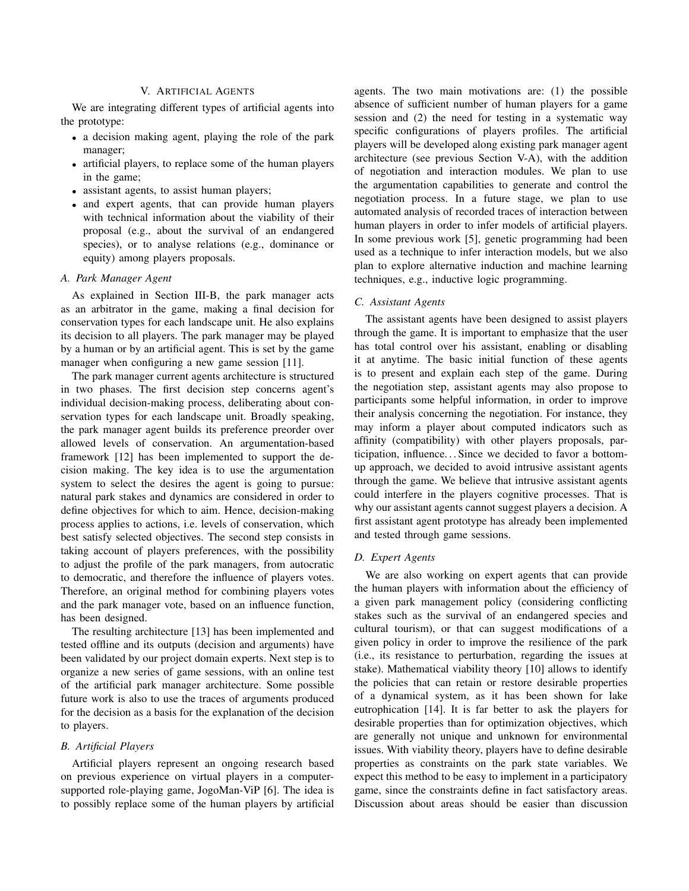## V. Artificial Agents

We are integrating different types of artificial agents into the prototype:

- a decision making agent, playing the role of the park manager;
- artificial players, to replace some of the human players in the game;
- assistant agents, to assist human players;
- and expert agents, that can provide human players with technical information about the viability of their proposal (e.g., about the survival of an endangered species), or to analyse relations (e.g., dominance or equity) among players proposals.

### *A. Park Manager Agent*

As explained in Section III-B, the park manager acts as an arbitrator in the game, making a final decision for conservation types for each landscape unit. He also explains its decision to all players. The park manager may be played by a human or by an artificial agent. This is set by the game manager when configuring a new game session [11].

The park manager current agents architecture is structured in two phases. The first decision step concerns agent's individual decision-making process, deliberating about conservation types for each landscape unit. Broadly speaking, the park manager agent builds its preference preorder over allowed levels of conservation. An argumentation-based framework [12] has been implemented to support the decision making. The key idea is to use the argumentation system to select the desires the agent is going to pursue: natural park stakes and dynamics are considered in order to define objectives for which to aim. Hence, decision-making process applies to actions, i.e. levels of conservation, which best satisfy selected objectives. The second step consists in taking account of players preferences, with the possibility to adjust the profile of the park managers, from autocratic to democratic, and therefore the influence of players votes. Therefore, an original method for combining players votes and the park manager vote, based on an influence function, has been designed.

The resulting architecture [13] has been implemented and tested offline and its outputs (decision and arguments) have been validated by our project domain experts. Next step is to organize a new series of game sessions, with an online test of the artificial park manager architecture. Some possible future work is also to use the traces of arguments produced for the decision as a basis for the explanation of the decision to players.

### *B. Artificial Players*

Artificial players represent an ongoing research based on previous experience on virtual players in a computer-supported role-playing game, JogoMan-ViP [6]. The idea is to possibly replace some of the human players by artificial agents. The two main motivations are: (1) the possible absence of sufficient number of human players for a game session and (2) the need for testing in a systematic way specific configurations of players profiles. The artificial players will be developed along existing park manager agent architecture (see previous Section V-A), with the addition of negotiation and interaction modules. We plan to use the argumentation capabilities to generate and control the negotiation process. In a future stage, we plan to use automated analysis of recorded traces of interaction between human players in order to infer models of artificial players. In some previous work [5], genetic programming had been used as a technique to infer interaction models, but we also plan to explore alternative induction and machine learning techniques, e.g., inductive logic programming.

### *C. Assistant Agents*

The assistant agents have been designed to assist players through the game. It is important to emphasize that the user has total control over his assistant, enabling or disabling it at anytime. The basic initial function of these agents is to present and explain each step of the game. During the negotiation step, assistant agents may also propose to participants some helpful information, in order to improve their analysis concerning the negotiation. For instance, they may inform a player about computed indicators such as affinity (compatibility) with other players proposals, participation, influence... Since we decided to favor a bottom-up approach, we decided to avoid intrusive assistant agents through the game. We believe that intrusive assistant agents could interfere in the players cognitive processes. That is why our assistant agents cannot suggest players a decision. A first assistant agent prototype has already been implemented and tested through game sessions.

### *D. Expert Agents*

We are also working on expert agents that can provide the human players with information about the efficiency of a given park management policy (considering conflicting stakes such as the survival of an endangered species and cultural tourism), or that can suggest modifications of a given policy in order to improve the resilience of the park (i.e., its resistance to perturbation, regarding the issues at stake). Mathematical viability theory [10] allows to identify the policies that can retain or restore desirable properties of a dynamical system, as it has been shown for lake eutrophication [14]. It is far better to ask the players for desirable properties than for optimization objectives, which are generally not unique and unknown for environmental issues. With viability theory, players have to define desirable properties as constraints on the park state variables. We expect this method to be easy to implement in a participatory game, since the constraints define in fact satisfactory areas. Discussion about areas should be easier than discussion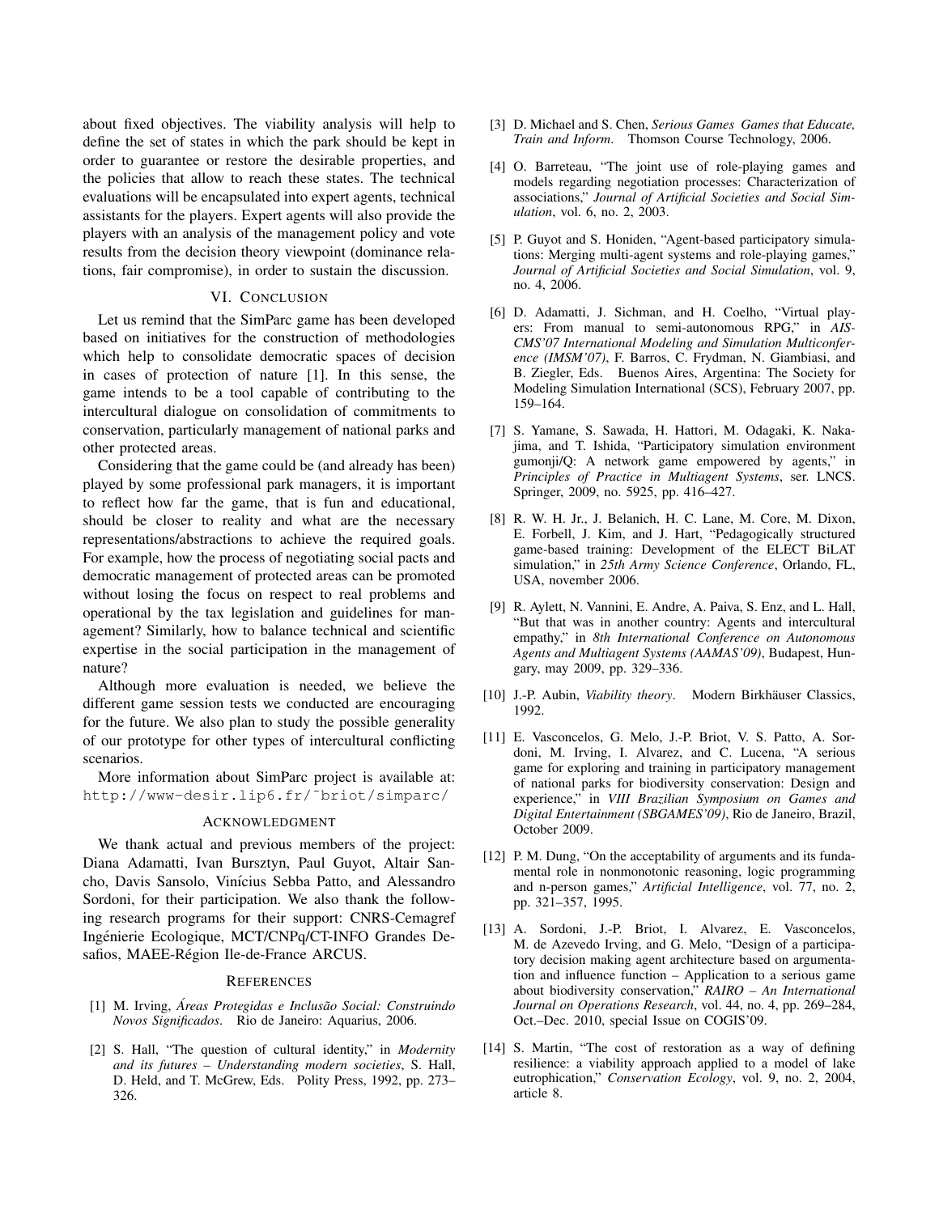about fixed objectives. The viability analysis will help to define the set of states in which the park should be kept in order to guarantee or restore the desirable properties, and the policies that allow to reach these states. The technical evaluations will be encapsulated into expert agents, technical assistants for the players. Expert agents will also provide the players with an analysis of the management policy and vote results from the decision theory viewpoint (dominance relations, fair compromise), in order to sustain the discussion.

## VI. Conclusion

Let us remind that the SimParc game has been developed based on initiatives for the construction of methodologies which help to consolidate democratic spaces of decision in cases of protection of nature [1]. In this sense, the game intends to be a tool capable of contributing to the intercultural dialogue on consolidation of commitments to conservation, particularly management of national parks and other protected areas.

Considering that the game could be (and already has been) played by some professional park managers, it is important to reflect how far the game, that is fun and educational, should be closer to reality and what are the necessary representations/abstractions to achieve the required goals. For example, how the process of negotiating social pacts and democratic management of protected areas can be promoted without losing the focus on respect to real problems and operational by the tax legislation and guidelines for management? Similarly, how to balance technical and scientific expertise in the social participation in the management of nature?

Although more evaluation is needed, we believe the different game session tests we conducted are encouraging for the future. We also plan to study the possible generality of our prototype for other types of intercultural conflicting scenarios.

More information about SimParc project is available at: http://www-desir.lip6.fr/˜briot/simparc/

## Acknowledgment

We thank actual and previous members of the project: Diana Adamatti, Ivan Bursztyn, Paul Guyot, Altair Sancho, Davis Sansolo, Vinícius Sebba Patto, and Alessandro Sordoni, for their participation. We also thank the following research programs for their support: CNRS-Cemagref Ingénierie Ecologique, MCT/CNPq/CT-INFO Grandes Desafios, MAEE-Région Ile-de-France ARCUS.

## References

[1] M. Irving, *Áreas Protegidas e Inclusão Social: Construindo Novos Significados*. Rio de Janeiro: Aquarius, 2006.

[2] S. Hall, "The question of cultural identity," in *Modernity and its futures – Understanding modern societies*, S. Hall, D. Held, and T. McGrew, Eds. Polity Press, 1992, pp. 273–326.

[3] D. Michael and S. Chen, *Serious Games Games that Educate, Train and Inform*. Thomson Course Technology, 2006.

[4] O. Barreteau, "The joint use of role-playing games and models regarding negotiation processes: Characterization of associations," *Journal of Artificial Societies and Social Simulation*, vol. 6, no. 2, 2003.

[5] P. Guyot and S. Honiden, "Agent-based participatory simulations: Merging multi-agent systems and role-playing games," *Journal of Artificial Societies and Social Simulation*, vol. 9, no. 4, 2006.

[6] D. Adamatti, J. Sichman, and H. Coelho, "Virtual players: From manual to semi-autonomous RPG," in *AIS-CMS'07 International Modeling and Simulation Multiconference (IMSM'07)*, F. Barros, C. Frydman, N. Giambiasi, and B. Ziegler, Eds. Buenos Aires, Argentina: The Society for Modeling Simulation International (SCS), February 2007, pp. 159–164.

[7] S. Yamane, S. Sawada, H. Hattori, M. Odagaki, K. Nakajima, and T. Ishida, "Participatory simulation environment gumonji/Q: A network game empowered by agents," in *Principles of Practice in Multiagent Systems*, ser. LNCS. Springer, 2009, no. 5925, pp. 416–427.

[8] R. W. H. Jr., J. Belanich, H. C. Lane, M. Core, M. Dixon, E. Forbell, J. Kim, and J. Hart, "Pedagogically structured game-based training: Development of the ELECT BiLAT simulation," in *25th Army Science Conference*, Orlando, FL, USA, november 2006.

[9] R. Aylett, N. Vannini, E. Andre, A. Paiva, S. Enz, and L. Hall, "But that was in another country: Agents and intercultural empathy," in *8th International Conference on Autonomous Agents and Multiagent Systems (AAMAS'09)*, Budapest, Hungary, may 2009, pp. 329–336.

[10] J.-P. Aubin, *Viability theory*. Modern Birkhäuser Classics, 1992.

[11] E. Vasconcelos, G. Melo, J.-P. Briot, V. S. Patto, A. Sordoni, M. Irving, I. Alvarez, and C. Lucena, "A serious game for exploring and training in participatory management of national parks for biodiversity conservation: Design and experience," in *VIII Brazilian Symposium on Games and Digital Entertainment (SBGAMES'09)*, Rio de Janeiro, Brazil, October 2009.

[12] P. M. Dung, "On the acceptability of arguments and its fundamental role in nonmonotonic reasoning, logic programming and n-person games," *Artificial Intelligence*, vol. 77, no. 2, pp. 321–357, 1995.

[13] A. Sordoni, J.-P. Briot, I. Alvarez, E. Vasconcelos, M. de Azevedo Irving, and G. Melo, "Design of a participatory decision making agent architecture based on argumentation and influence function – Application to a serious game about biodiversity conservation," *RAIRO – An International Journal on Operations Research*, vol. 44, no. 4, pp. 269–284, Oct.–Dec. 2010, special Issue on COGIS'09.

[14] S. Martin, "The cost of restoration as a way of defining resilience: a viability approach applied to a model of lake eutrophication," *Conservation Ecology*, vol. 9, no. 2, 2004, article 8.